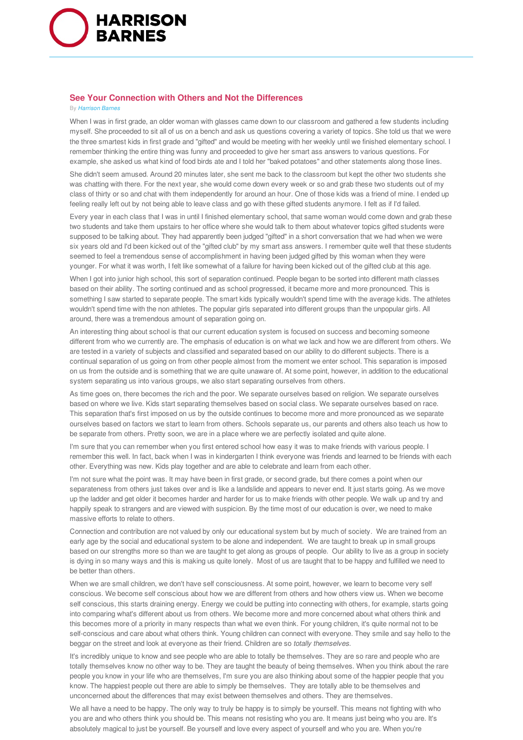## See Your Connection with Others and Not the Differences

By *Harrison Barnes*

When I was in first grade, an older woman with glasses came down to our classroom and gathered a few students including myself. She proceeded to sit all of us on a bench and ask us questions covering a variety of topics. She told us that we were the three smartest kids in first grade and "gifted" and would be meeting with her weekly until we finished elementary school. I remember thinking the entire thing was funny and proceeded to give her smart ass answers to various questions. For example, she asked us what kind of food birds ate and I told her "baked potatoes" and other statements along those lines.

She didn't seem amused. Around 20 minutes later, she sent me back to the classroom but kept the other two students she was chatting with there. For the next year, she would come down every week or so and grab these two students out of my class of thirty or so and chat with them independently for around an hour. One of those kids was a friend of mine. I ended up feeling really left out by not being able to leave class and go with these gifted students anymore. I felt as if I'd failed.

Every year in each class that I was in until I finished elementary school, that same woman would come down and grab these two students and take them upstairs to her office where she would talk to them about whatever topics gifted students were supposed to be talking about. They had apparently been judged "gifted" in a short conversation that we had when we were six years old and I'd been kicked out of the "gifted club" by my smart ass answers. I remember quite well that these students seemed to feel a tremendous sense of accomplishment in having been judged gifted by this woman when they were younger. For what it was worth, I felt like somewhat of a failure for having been kicked out of the gifted club at this age.

When I got into junior high school, this sort of separation continued. People began to be sorted into different math classes based on their ability. The sorting continued and as school progressed, it became more and more pronounced. This is something I saw started to separate people. The smart kids typically wouldn't spend time with the average kids. The athletes wouldn't spend time with the non athletes. The popular girls separated into different groups than the unpopular girls. All around, there was a tremendous amount of separation going on.

An interesting thing about school is that our current education system is focused on success and becoming someone different from who we currently are. The emphasis of education is on what we lack and how we are different from others. We are tested in a variety of subjects and classified and separated based on our ability to do different subjects. There is a continual separation of us going on from other people almost from the moment we enter school. This separation is imposed on us from the outside and is something that we are quite unaware of. At some point, however, in addition to the educational system separating us into various groups, we also start separating ourselves from others.

As time goes on, there becomes the rich and the poor. We separate ourselves based on religion. We separate ourselves based on where we live. Kids start separating themselves based on social class. We separate ourselves based on race. This separation that's first imposed on us by the outside continues to become more and more pronounced as we separate ourselves based on factors we start to learn from others. Schools separate us, our parents and others also teach us how to be separate from others. Pretty soon, we are in a place where we are perfectly isolated and quite alone.

I'm sure that you can remember when you first entered school how easy it was to make friends with various people. I remember this well. In fact, back when I was in kindergarten I think everyone was friends and learned to be friends with each other. Everything was new. Kids play together and are able to celebrate and learn from each other.

I'm not sure what the point was. It may have been in first grade, or second grade, but there comes a point when our separateness from others just takes over and is like a landslide and appears to never end. It just starts going. As we move up the ladder and get older it becomes harder and harder for us to make friends with other people. We walk up and try and happily speak to strangers and are viewed with suspicion. By the time most of our education is over, we need to make massive efforts to relate to others.

Connection and contribution are not valued by only our educational system but by much of society. We are trained from an early age by the social and educational system to be alone and independent. We are taught to break up in small groups based on our strengths more so than we are taught to get along as groups of people. Our ability to live as a group in society is dying in so many ways and this is making us quite lonely. Most of us are taught that to be happy and fulfilled we need to be better than others.

When we are small children, we don't have self consciousness. At some point, however, we learn to become very self conscious. We become self conscious about how we are different from others and how others view us. When we become self conscious, this starts draining energy. Energy we could be putting into connecting with others, for example, starts going into comparing what's different about us from others. We become more and more concerned about what others think and this becomes more of a priority in many respects than what we even think. For young children, it's quite normal not to be self-conscious and care about what others think. Young children can connect with everyone. They smile and say hello to the beggar on the street and look at everyone as their friend. Children are so *totally themselves.*

It's incredibly unique to know and see people who are able to totally be themselves. They are so rare and people who are totally themselves know no other way to be. They are taught the beauty of being themselves. When you think about the rare people you know in your life who are themselves, I'm sure you are also thinking about some of the happier people that you know. The happiest people out there are able to simply be themselves. They are totally able to be themselves and unconcerned about the differences that may exist between themselves and others. They are themselves.

We all have a need to be happy. The only way to truly be happy is to simply be yourself. This means not fighting with who you are and who others think you should be. This means not resisting who you are. It means just being who you are. It's absolutely magical to just be yourself. Be yourself and love every aspect of yourself and who you are. When you're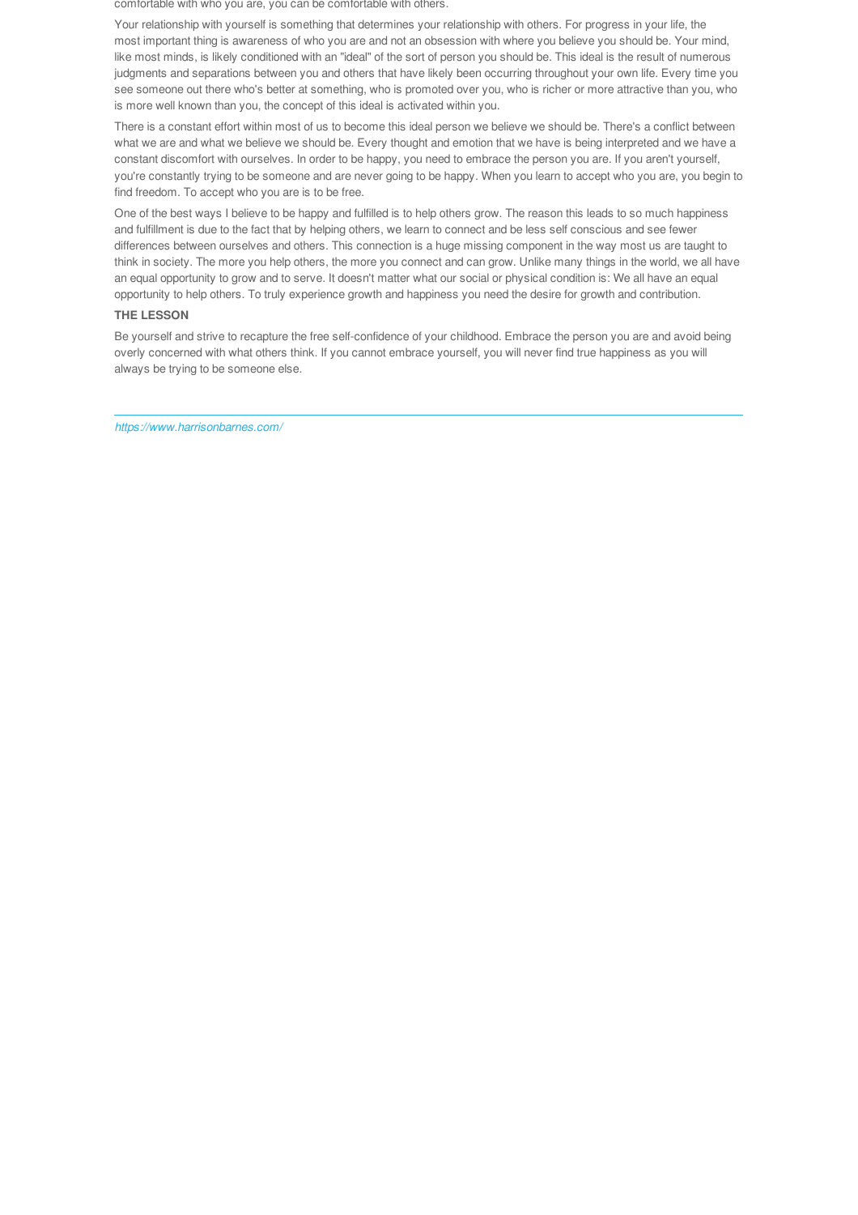comfortable with who you are, you can be comfortable with others.

Your relationship with yourself is something that determines your relationship with others. For progress in your life, the most important thing is awareness of who you are and not an obsession with where you believe you should be. Your mind, like most minds, is likely conditioned with an "ideal" of the sort of person you should be. This ideal is the result of numerous judgments and separations between you and others that have likely been occurring throughout your own life. Every time you see someone out there who's better at something, who is promoted over you, who is richer or more attractive than you, who is more well known than you, the concept of this ideal is activated within you.

There is a constant effort within most of us to become this ideal person we believe we should be. There's a conflict between what we are and what we believe we should be. Every thought and emotion that we have is being interpreted and we have a constant discomfort with ourselves. In order to be happy, you need to embrace the person you are. If you aren't yourself, you're constantly trying to be someone and are never going to be happy. When you learn to accept who you are, you begin to find freedom. To accept who you are is to be free.

One of the best ways I believe to be happy and fulfilled is to help others grow. The reason this leads to so much happiness and fulfillment is due to the fact that by helping others, we learn to connect and be less self conscious and see fewer differences between ourselves and others. This connection is a huge missing component in the way most us are taught to think in society. The more you help others, the more you connect and can grow. Unlike many things in the world, we all have an equal opportunity to grow and to serve. It doesn't matter what our social or physical condition is: We all have an equal opportunity to help others. To truly experience growth and happiness you need the desire for growth and contribution.

**THE LESSON**

Be yourself and strive to recapture the free self-confidence of your childhood. Embrace the person you are and avoid being overly concerned with what others think. If you cannot embrace yourself, you will never find true happiness as you will always be trying to be someone else.

---

*https://www.harrisonbarnes.com/*